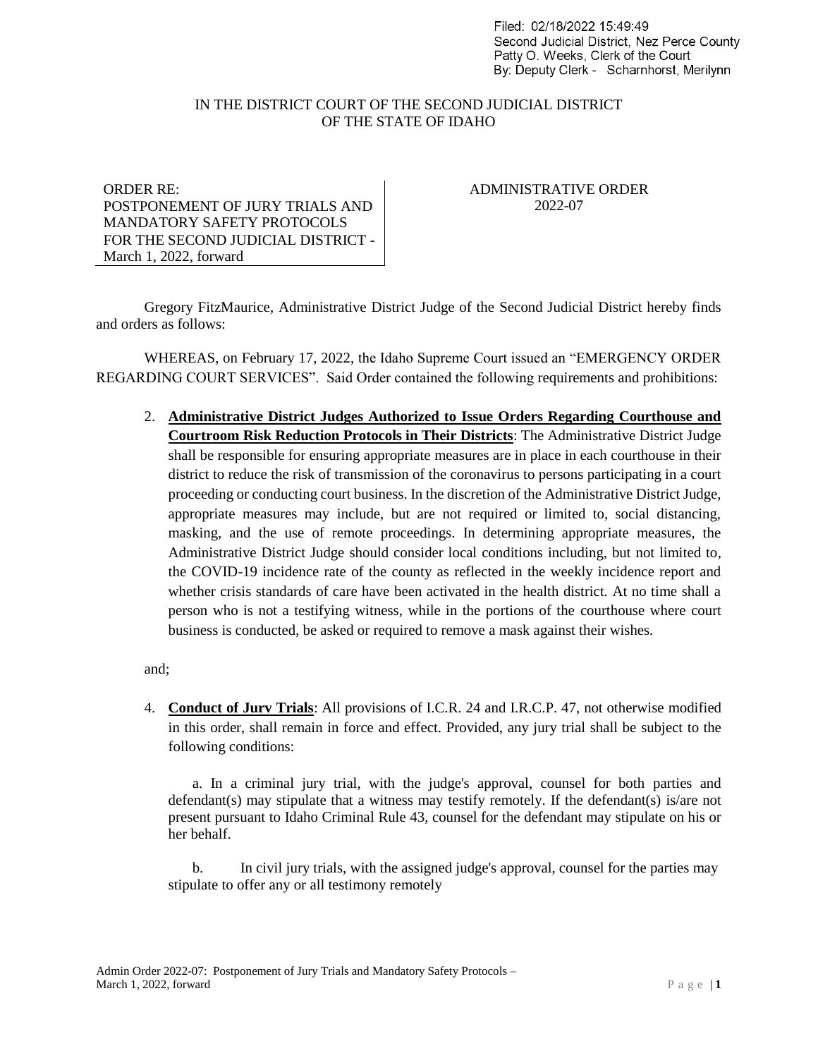Filed: 02/18/2022 15:49:49
Second Judicial District, Nez Perce County
Patty O. Weeks, Clerk of the Court
By: Deputy Clerk - Scharnhorst, Merilynn

IN THE DISTRICT COURT OF THE SECOND JUDICIAL DISTRICT
OF THE STATE OF IDAHO

| ORDER RE: POSTPONEMENT OF JURY TRIALS AND MANDATORY SAFETY PROTOCOLS FOR THE SECOND JUDICIAL DISTRICT - March 1, 2022, forward | ADMINISTRATIVE ORDER 2022-07 |
| --- | --- |

Gregory FitzMaurice, Administrative District Judge of the Second Judicial District hereby finds and orders as follows:

WHEREAS, on February 17, 2022, the Idaho Supreme Court issued an "EMERGENCY ORDER REGARDING COURT SERVICES". Said Order contained the following requirements and prohibitions:

2. **Administrative District Judges Authorized to Issue Orders Regarding Courthouse and Courtroom Risk Reduction Protocols in Their Districts**: The Administrative District Judge shall be responsible for ensuring appropriate measures are in place in each courthouse in their district to reduce the risk of transmission of the coronavirus to persons participating in a court proceeding or conducting court business. In the discretion of the Administrative District Judge, appropriate measures may include, but are not required or limited to, social distancing, masking, and the use of remote proceedings. In determining appropriate measures, the Administrative District Judge should consider local conditions including, but not limited to, the COVID-19 incidence rate of the county as reflected in the weekly incidence report and whether crisis standards of care have been activated in the health district. At no time shall a person who is not a testifying witness, while in the portions of the courthouse where court business is conducted, be asked or required to remove a mask against their wishes.

and;

4. **Conduct of Jury Trials**: All provisions of I.C.R. 24 and I.R.C.P. 47, not otherwise modified in this order, shall remain in force and effect. Provided, any jury trial shall be subject to the following conditions:

   a. In a criminal jury trial, with the judge's approval, counsel for both parties and defendant(s) may stipulate that a witness may testify remotely. If the defendant(s) is/are not present pursuant to Idaho Criminal Rule 43, counsel for the defendant may stipulate on his or her behalf.

   b. In civil jury trials, with the assigned judge's approval, counsel for the parties may stipulate to offer any or all testimony remotely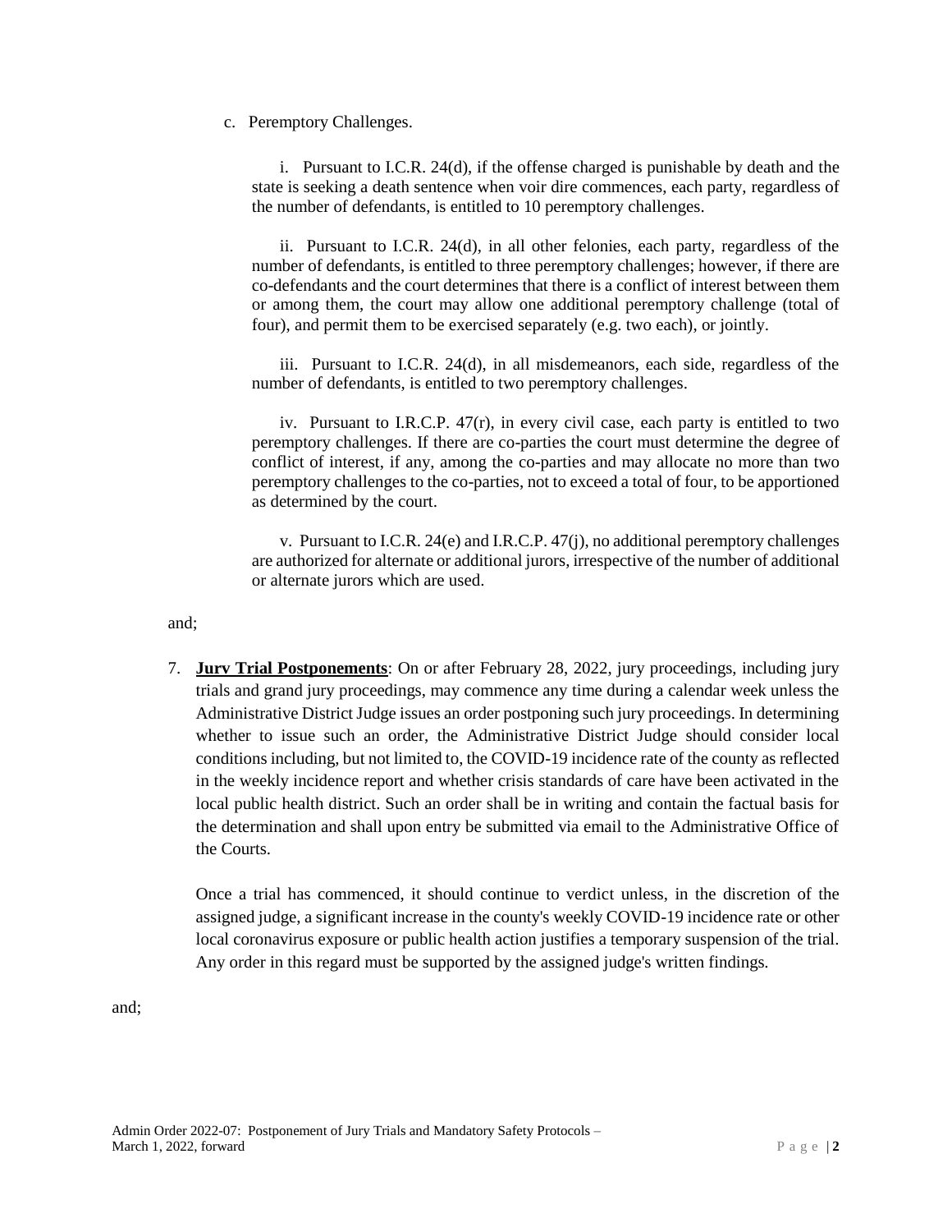c. Peremptory Challenges.

i. Pursuant to I.C.R. 24(d), if the offense charged is punishable by death and the state is seeking a death sentence when voir dire commences, each party, regardless of the number of defendants, is entitled to 10 peremptory challenges.

ii. Pursuant to I.C.R. 24(d), in all other felonies, each party, regardless of the number of defendants, is entitled to three peremptory challenges; however, if there are co-defendants and the court determines that there is a conflict of interest between them or among them, the court may allow one additional peremptory challenge (total of four), and permit them to be exercised separately (e.g. two each), or jointly.

iii. Pursuant to I.C.R. 24(d), in all misdemeanors, each side, regardless of the number of defendants, is entitled to two peremptory challenges.

iv. Pursuant to I.R.C.P. 47(r), in every civil case, each party is entitled to two peremptory challenges. If there are co-parties the court must determine the degree of conflict of interest, if any, among the co-parties and may allocate no more than two peremptory challenges to the co-parties, not to exceed a total of four, to be apportioned as determined by the court.

v. Pursuant to I.C.R. 24(e) and I.R.C.P. 47(j), no additional peremptory challenges are authorized for alternate or additional jurors, irrespective of the number of additional or alternate jurors which are used.

and;

7. **Jury Trial Postponements**: On or after February 28, 2022, jury proceedings, including jury trials and grand jury proceedings, may commence any time during a calendar week unless the Administrative District Judge issues an order postponing such jury proceedings. In determining whether to issue such an order, the Administrative District Judge should consider local conditions including, but not limited to, the COVID-19 incidence rate of the county as reflected in the weekly incidence report and whether crisis standards of care have been activated in the local public health district. Such an order shall be in writing and contain the factual basis for the determination and shall upon entry be submitted via email to the Administrative Office of the Courts.

   Once a trial has commenced, it should continue to verdict unless, in the discretion of the assigned judge, a significant increase in the county's weekly COVID-19 incidence rate or other local coronavirus exposure or public health action justifies a temporary suspension of the trial. Any order in this regard must be supported by the assigned judge's written findings.

and;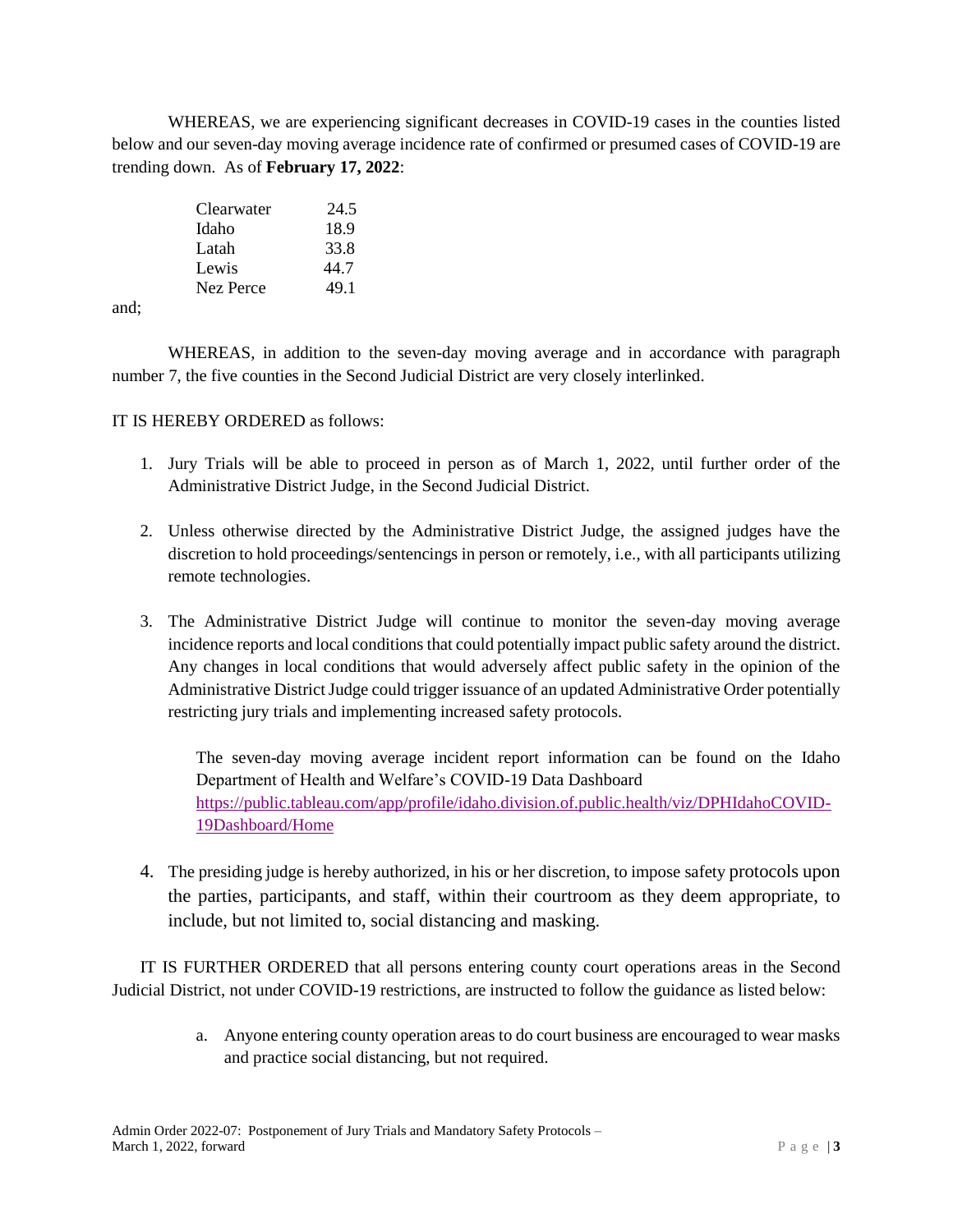WHEREAS, we are experiencing significant decreases in COVID-19 cases in the counties listed below and our seven-day moving average incidence rate of confirmed or presumed cases of COVID-19 are trending down. As of **February 17, 2022**:

| | |
|---|---|
| Clearwater | 24.5 |
| Idaho | 18.9 |
| Latah | 33.8 |
| Lewis | 44.7 |
| Nez Perce | 49.1 |

and;

WHEREAS, in addition to the seven-day moving average and in accordance with paragraph number 7, the five counties in the Second Judicial District are very closely interlinked.

IT IS HEREBY ORDERED as follows:

1. Jury Trials will be able to proceed in person as of March 1, 2022, until further order of the Administrative District Judge, in the Second Judicial District.

2. Unless otherwise directed by the Administrative District Judge, the assigned judges have the discretion to hold proceedings/sentencings in person or remotely, i.e., with all participants utilizing remote technologies.

3. The Administrative District Judge will continue to monitor the seven-day moving average incidence reports and local conditions that could potentially impact public safety around the district. Any changes in local conditions that would adversely affect public safety in the opinion of the Administrative District Judge could trigger issuance of an updated Administrative Order potentially restricting jury trials and implementing increased safety protocols.

   The seven-day moving average incident report information can be found on the Idaho Department of Health and Welfare's COVID-19 Data Dashboard https://public.tableau.com/app/profile/idaho.division.of.public.health/viz/DPHIdahoCOVID-19Dashboard/Home

4. The presiding judge is hereby authorized, in his or her discretion, to impose safety protocols upon the parties, participants, and staff, within their courtroom as they deem appropriate, to include, but not limited to, social distancing and masking.

IT IS FURTHER ORDERED that all persons entering county court operations areas in the Second Judicial District, not under COVID-19 restrictions, are instructed to follow the guidance as listed below:

a. Anyone entering county operation areas to do court business are encouraged to wear masks and practice social distancing, but not required.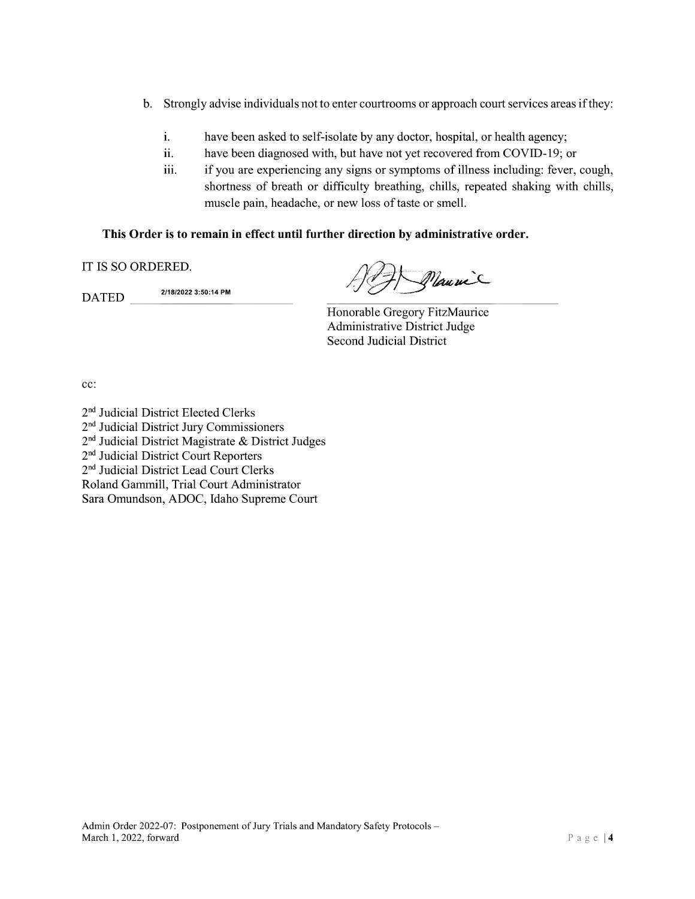b. Strongly advise individuals not to enter courtrooms or approach court services areas if they:

   i. have been asked to self-isolate by any doctor, hospital, or health agency;

   ii. have been diagnosed with, but have not yet recovered from COVID-19; or

   iii. if you are experiencing any signs or symptoms of illness including: fever, cough, shortness of breath or difficulty breathing, chills, repeated shaking with chills, muscle pain, headache, or new loss of taste or smell.

**This Order is to remain in effect until further direction by administrative order.**

IT IS SO ORDERED.

DATED 2/18/2022 3:50:14 PM

Honorable Gregory FitzMaurice
Administrative District Judge
Second Judicial District

cc:

2nd Judicial District Elected Clerks
2nd Judicial District Jury Commissioners
2nd Judicial District Magistrate & District Judges
2nd Judicial District Court Reporters
2nd Judicial District Lead Court Clerks
Roland Gammill, Trial Court Administrator
Sara Omundson, ADOC, Idaho Supreme Court